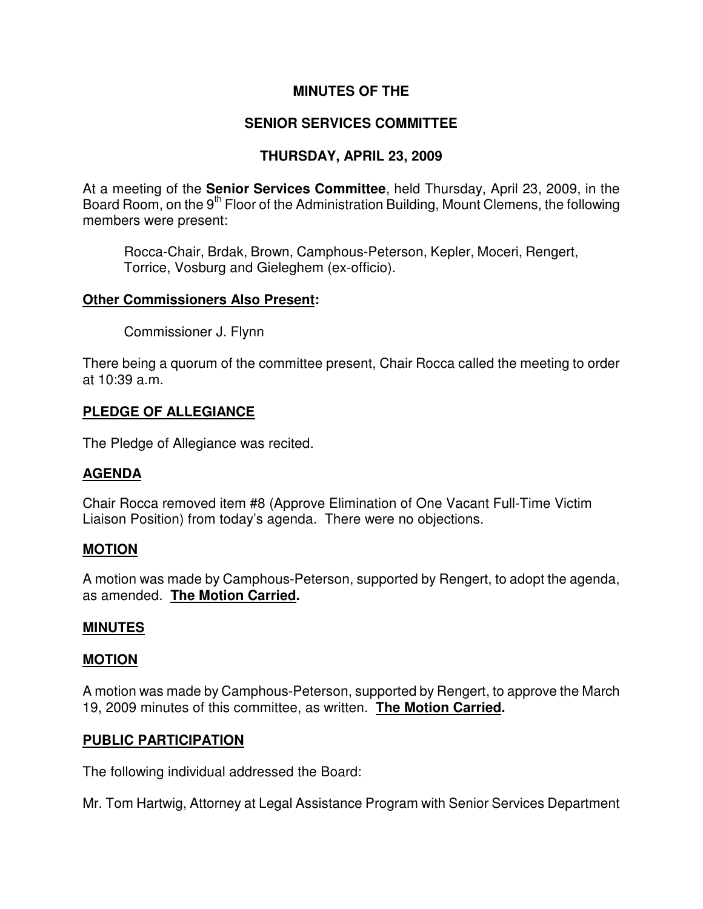# MINUTES OF THE

# SENIOR SERVICES COMMITTEE

# THURSDAY, APRIL 23, 2009

At a meeting of the **Senior Services Committee**, held Thursday, April 23, 2009, in the Board Room, on the 9th Floor of the Administration Building, Mount Clemens, the following members were present:

> Rocca-Chair, Brdak, Brown, Camphous-Peterson, Kepler, Moceri, Rengert, Torrice, Vosburg and Gieleghem (ex-officio).

## Other Commissioners Also Present:

> Commissioner J. Flynn

There being a quorum of the committee present, Chair Rocca called the meeting to order at 10:39 a.m.

## PLEDGE OF ALLEGIANCE

The Pledge of Allegiance was recited.

## AGENDA

Chair Rocca removed item #8 (Approve Elimination of One Vacant Full-Time Victim Liaison Position) from today's agenda. There were no objections.

## MOTION

A motion was made by Camphous-Peterson, supported by Rengert, to adopt the agenda, as amended. **The Motion Carried.**

## MINUTES

## MOTION

A motion was made by Camphous-Peterson, supported by Rengert, to approve the March 19, 2009 minutes of this committee, as written. **The Motion Carried.**

## PUBLIC PARTICIPATION

The following individual addressed the Board:

Mr. Tom Hartwig, Attorney at Legal Assistance Program with Senior Services Department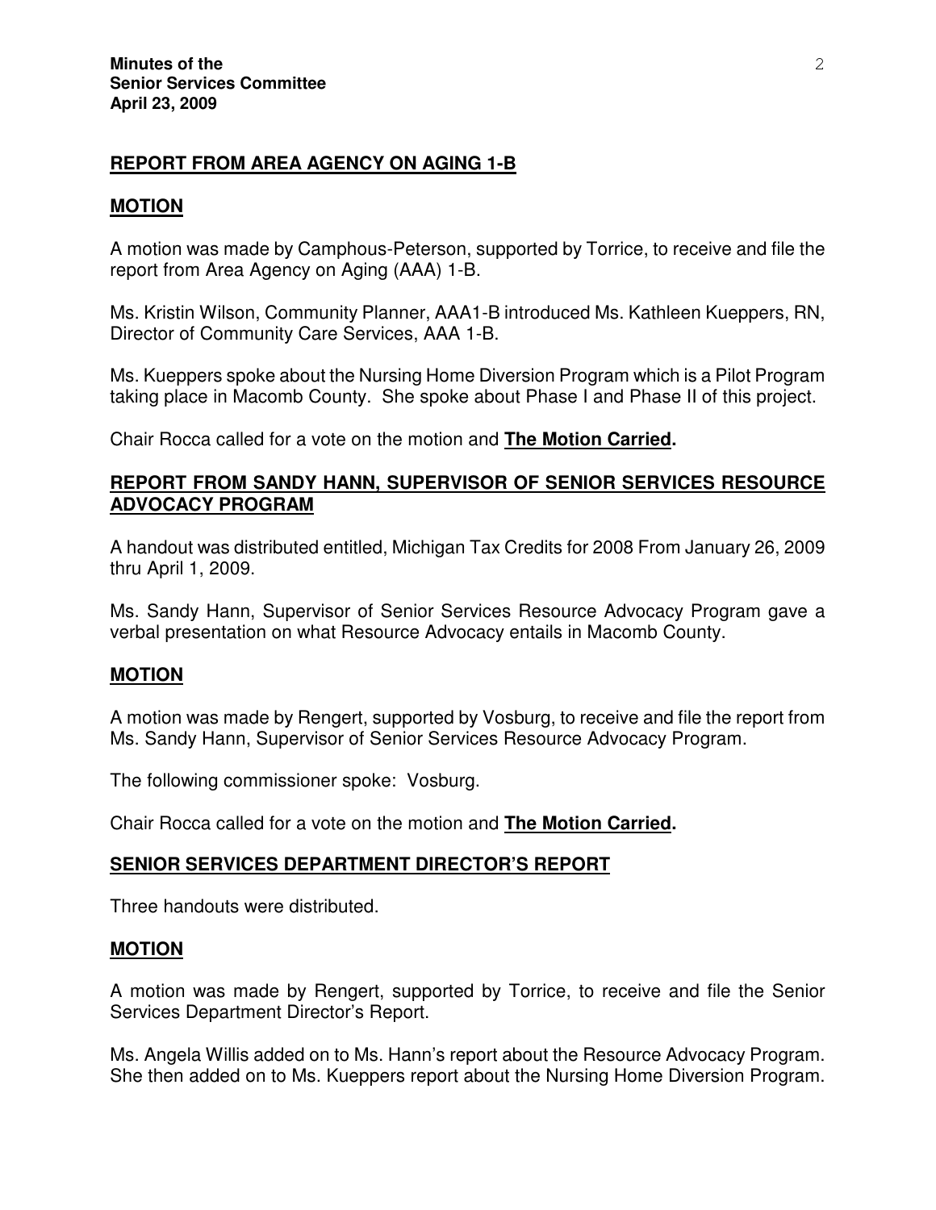## REPORT FROM AREA AGENCY ON AGING 1-B

### MOTION

A motion was made by Camphous-Peterson, supported by Torrice, to receive and file the report from Area Agency on Aging (AAA) 1-B.

Ms. Kristin Wilson, Community Planner, AAA1-B introduced Ms. Kathleen Kueppers, RN, Director of Community Care Services, AAA 1-B.

Ms. Kueppers spoke about the Nursing Home Diversion Program which is a Pilot Program taking place in Macomb County. She spoke about Phase I and Phase II of this project.

Chair Rocca called for a vote on the motion and **The Motion Carried.**

## REPORT FROM SANDY HANN, SUPERVISOR OF SENIOR SERVICES RESOURCE ADVOCACY PROGRAM

A handout was distributed entitled, Michigan Tax Credits for 2008 From January 26, 2009 thru April 1, 2009.

Ms. Sandy Hann, Supervisor of Senior Services Resource Advocacy Program gave a verbal presentation on what Resource Advocacy entails in Macomb County.

### MOTION

A motion was made by Rengert, supported by Vosburg, to receive and file the report from Ms. Sandy Hann, Supervisor of Senior Services Resource Advocacy Program.

The following commissioner spoke: Vosburg.

Chair Rocca called for a vote on the motion and **The Motion Carried.**

## SENIOR SERVICES DEPARTMENT DIRECTOR'S REPORT

Three handouts were distributed.

### MOTION

A motion was made by Rengert, supported by Torrice, to receive and file the Senior Services Department Director's Report.

Ms. Angela Willis added on to Ms. Hann's report about the Resource Advocacy Program. She then added on to Ms. Kueppers report about the Nursing Home Diversion Program.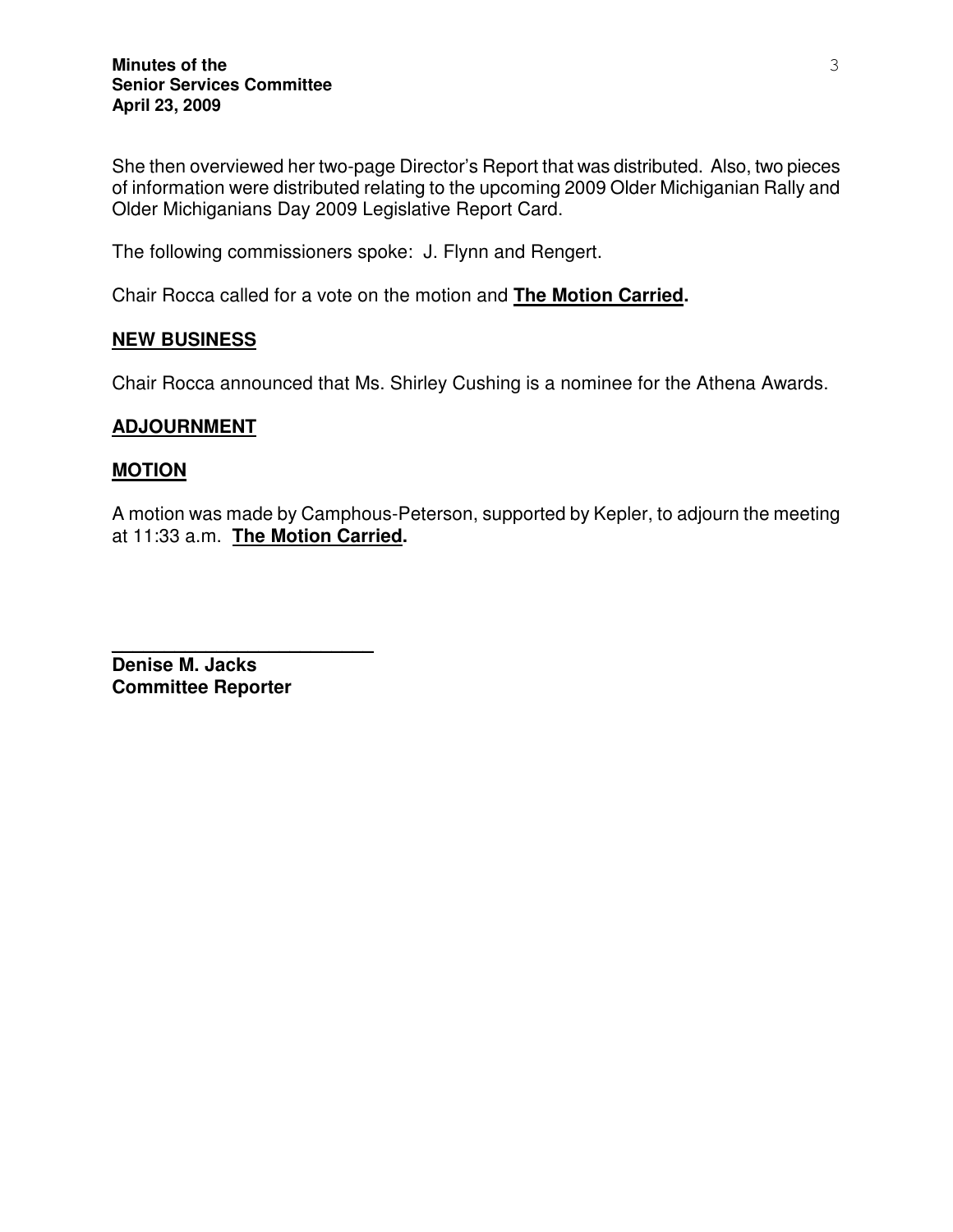She then overviewed her two-page Director's Report that was distributed. Also, two pieces of information were distributed relating to the upcoming 2009 Older Michiganian Rally and Older Michiganians Day 2009 Legislative Report Card.

The following commissioners spoke: J. Flynn and Rengert.

Chair Rocca called for a vote on the motion and **The Motion Carried.**

## NEW BUSINESS

Chair Rocca announced that Ms. Shirley Cushing is a nominee for the Athena Awards.

## ADJOURNMENT

## MOTION

A motion was made by Camphous-Peterson, supported by Kepler, to adjourn the meeting at 11:33 a.m. **The Motion Carried.**

\_\_\_\_\_\_\_\_\_\_\_\_\_\_\_\_\_\_\_\_\_\_\_\_\_\_\_\_

**Denise M. Jacks**
**Committee Reporter**